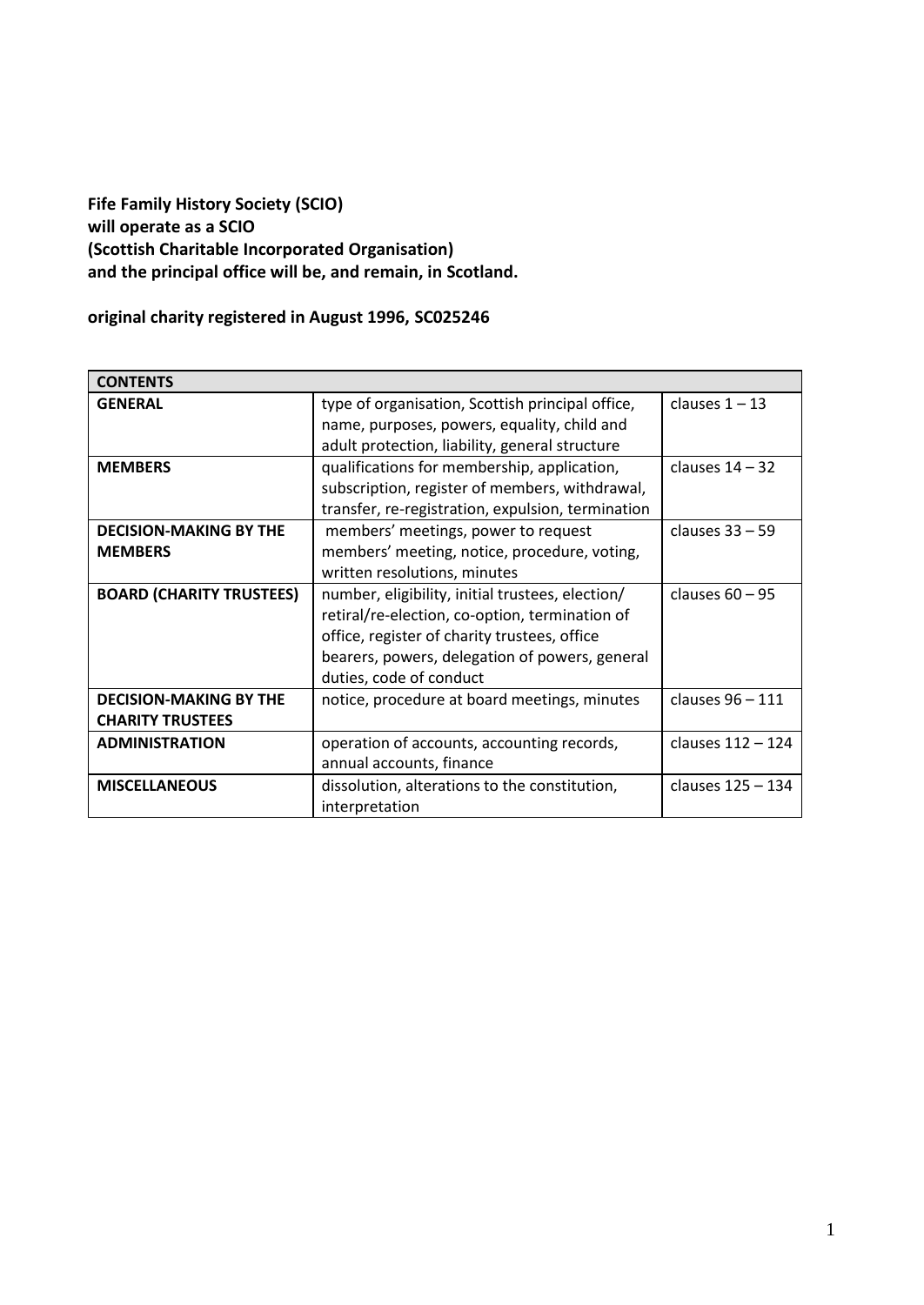**Fife Family History Society (SCIO)**
**will operate as a SCIO**
**(Scottish Charitable Incorporated Organisation)**
**and the principal office will be, and remain, in Scotland.**

**original charity registered in August 1996, SC025246**

| **CONTENTS** | | |
|---|---|---|
| **GENERAL** | type of organisation, Scottish principal office, name, purposes, powers, equality, child and adult protection, liability, general structure | clauses 1 – 13 |
| **MEMBERS** | qualifications for membership, application, subscription, register of members, withdrawal, transfer, re-registration, expulsion, termination | clauses 14 – 32 |
| **DECISION-MAKING BY THE MEMBERS** | members' meetings, power to request members' meeting, notice, procedure, voting, written resolutions, minutes | clauses 33 – 59 |
| **BOARD (CHARITY TRUSTEES)** | number, eligibility, initial trustees, election/ retiral/re-election, co-option, termination of office, register of charity trustees, office bearers, powers, delegation of powers, general duties, code of conduct | clauses 60 – 95 |
| **DECISION-MAKING BY THE CHARITY TRUSTEES** | notice, procedure at board meetings, minutes | clauses 96 – 111 |
| **ADMINISTRATION** | operation of accounts, accounting records, annual accounts, finance | clauses 112 – 124 |
| **MISCELLANEOUS** | dissolution, alterations to the constitution, interpretation | clauses 125 – 134 |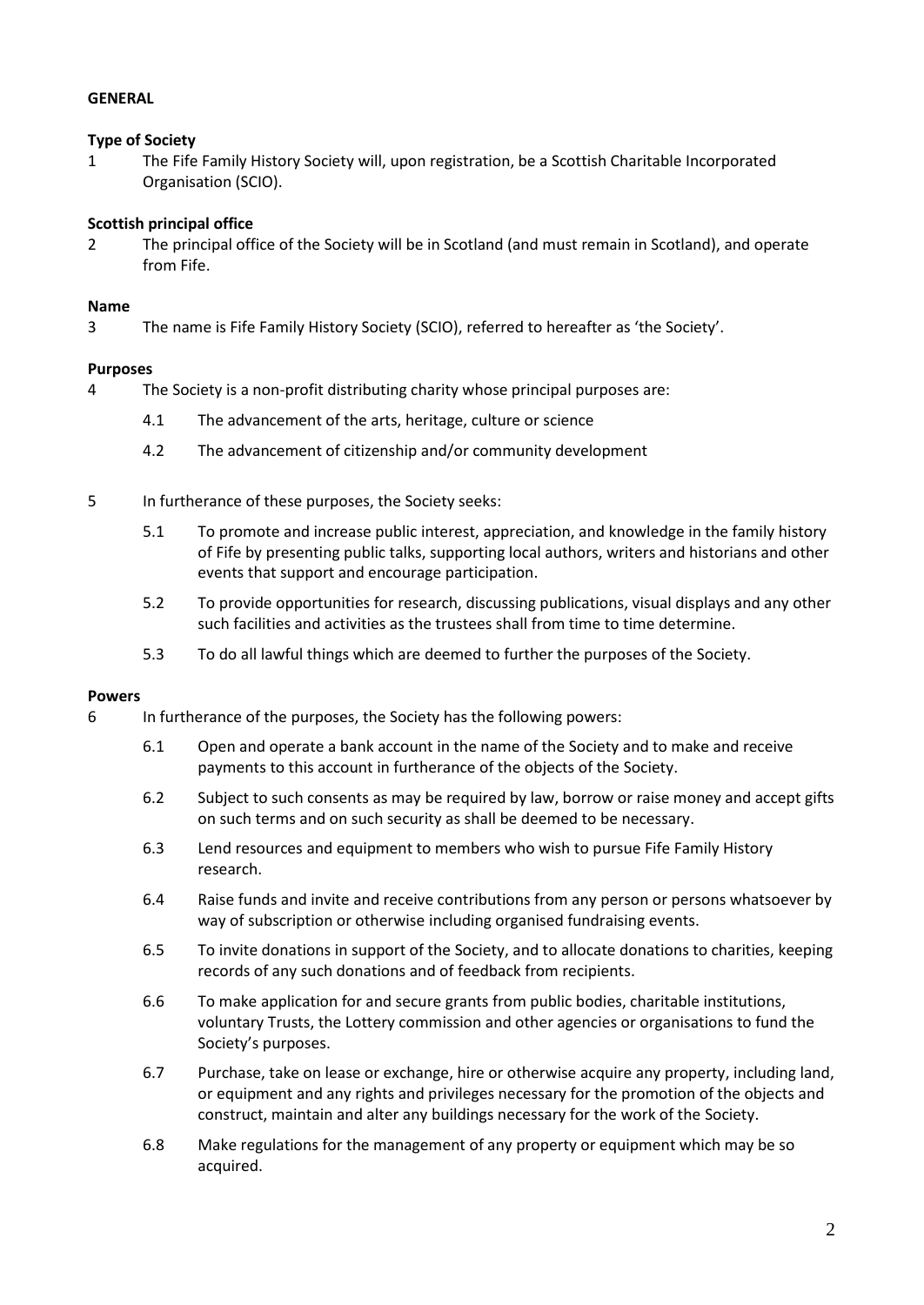**GENERAL**

**Type of Society**

1 The Fife Family History Society will, upon registration, be a Scottish Charitable Incorporated Organisation (SCIO).

**Scottish principal office**

2 The principal office of the Society will be in Scotland (and must remain in Scotland), and operate from Fife.

**Name**

3 The name is Fife Family History Society (SCIO), referred to hereafter as 'the Society'.

**Purposes**

4 The Society is a non-profit distributing charity whose principal purposes are:

4.1 The advancement of the arts, heritage, culture or science

4.2 The advancement of citizenship and/or community development

5 In furtherance of these purposes, the Society seeks:

5.1 To promote and increase public interest, appreciation, and knowledge in the family history of Fife by presenting public talks, supporting local authors, writers and historians and other events that support and encourage participation.

5.2 To provide opportunities for research, discussing publications, visual displays and any other such facilities and activities as the trustees shall from time to time determine.

5.3 To do all lawful things which are deemed to further the purposes of the Society.

**Powers**

6 In furtherance of the purposes, the Society has the following powers:

6.1 Open and operate a bank account in the name of the Society and to make and receive payments to this account in furtherance of the objects of the Society.

6.2 Subject to such consents as may be required by law, borrow or raise money and accept gifts on such terms and on such security as shall be deemed to be necessary.

6.3 Lend resources and equipment to members who wish to pursue Fife Family History research.

6.4 Raise funds and invite and receive contributions from any person or persons whatsoever by way of subscription or otherwise including organised fundraising events.

6.5 To invite donations in support of the Society, and to allocate donations to charities, keeping records of any such donations and of feedback from recipients.

6.6 To make application for and secure grants from public bodies, charitable institutions, voluntary Trusts, the Lottery commission and other agencies or organisations to fund the Society's purposes.

6.7 Purchase, take on lease or exchange, hire or otherwise acquire any property, including land, or equipment and any rights and privileges necessary for the promotion of the objects and construct, maintain and alter any buildings necessary for the work of the Society.

6.8 Make regulations for the management of any property or equipment which may be so acquired.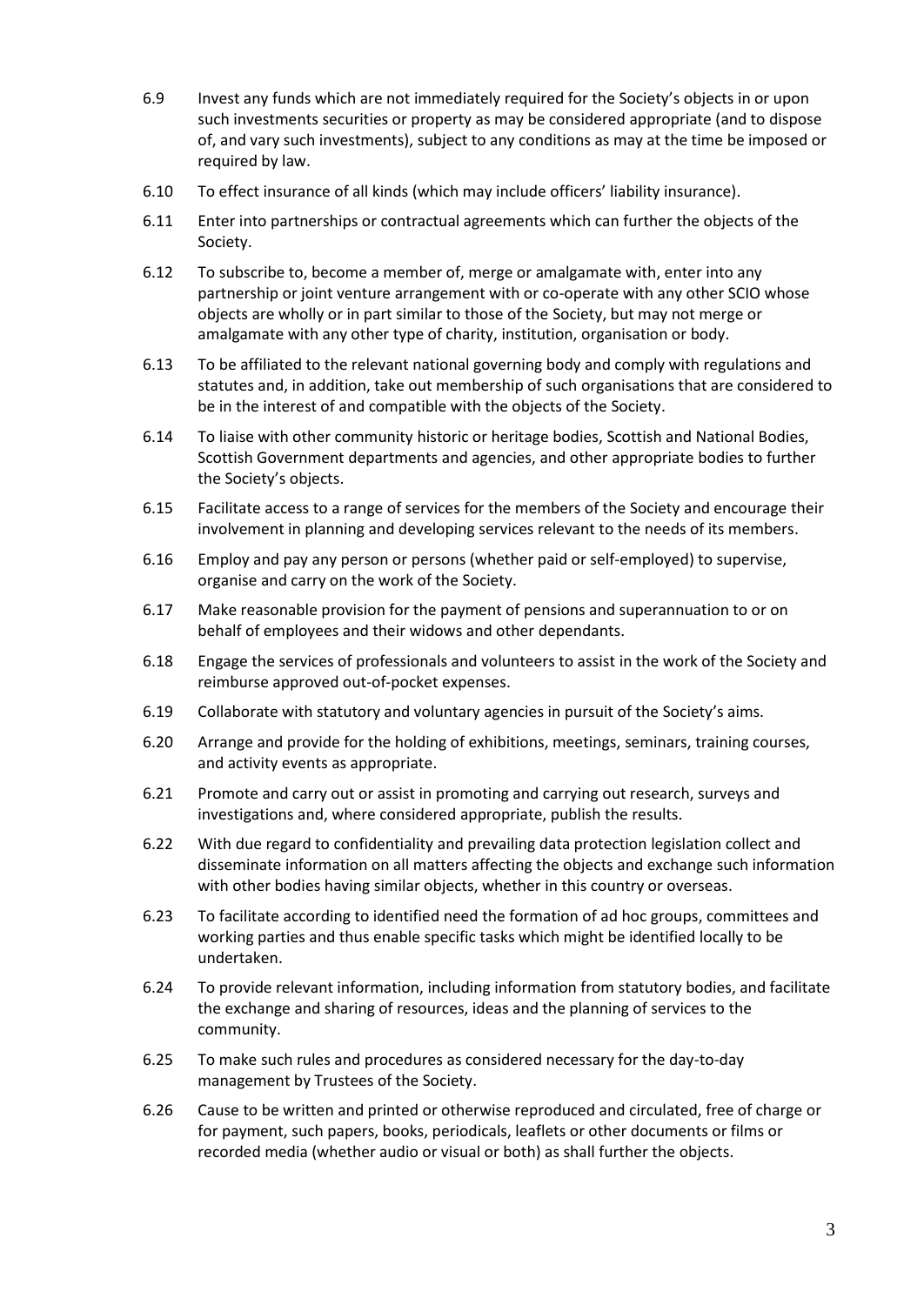6.9 Invest any funds which are not immediately required for the Society's objects in or upon such investments securities or property as may be considered appropriate (and to dispose of, and vary such investments), subject to any conditions as may at the time be imposed or required by law.

6.10 To effect insurance of all kinds (which may include officers' liability insurance).

6.11 Enter into partnerships or contractual agreements which can further the objects of the Society.

6.12 To subscribe to, become a member of, merge or amalgamate with, enter into any partnership or joint venture arrangement with or co-operate with any other SCIO whose objects are wholly or in part similar to those of the Society, but may not merge or amalgamate with any other type of charity, institution, organisation or body.

6.13 To be affiliated to the relevant national governing body and comply with regulations and statutes and, in addition, take out membership of such organisations that are considered to be in the interest of and compatible with the objects of the Society.

6.14 To liaise with other community historic or heritage bodies, Scottish and National Bodies, Scottish Government departments and agencies, and other appropriate bodies to further the Society's objects.

6.15 Facilitate access to a range of services for the members of the Society and encourage their involvement in planning and developing services relevant to the needs of its members.

6.16 Employ and pay any person or persons (whether paid or self-employed) to supervise, organise and carry on the work of the Society.

6.17 Make reasonable provision for the payment of pensions and superannuation to or on behalf of employees and their widows and other dependants.

6.18 Engage the services of professionals and volunteers to assist in the work of the Society and reimburse approved out-of-pocket expenses.

6.19 Collaborate with statutory and voluntary agencies in pursuit of the Society's aims.

6.20 Arrange and provide for the holding of exhibitions, meetings, seminars, training courses, and activity events as appropriate.

6.21 Promote and carry out or assist in promoting and carrying out research, surveys and investigations and, where considered appropriate, publish the results.

6.22 With due regard to confidentiality and prevailing data protection legislation collect and disseminate information on all matters affecting the objects and exchange such information with other bodies having similar objects, whether in this country or overseas.

6.23 To facilitate according to identified need the formation of ad hoc groups, committees and working parties and thus enable specific tasks which might be identified locally to be undertaken.

6.24 To provide relevant information, including information from statutory bodies, and facilitate the exchange and sharing of resources, ideas and the planning of services to the community.

6.25 To make such rules and procedures as considered necessary for the day-to-day management by Trustees of the Society.

6.26 Cause to be written and printed or otherwise reproduced and circulated, free of charge or for payment, such papers, books, periodicals, leaflets or other documents or films or recorded media (whether audio or visual or both) as shall further the objects.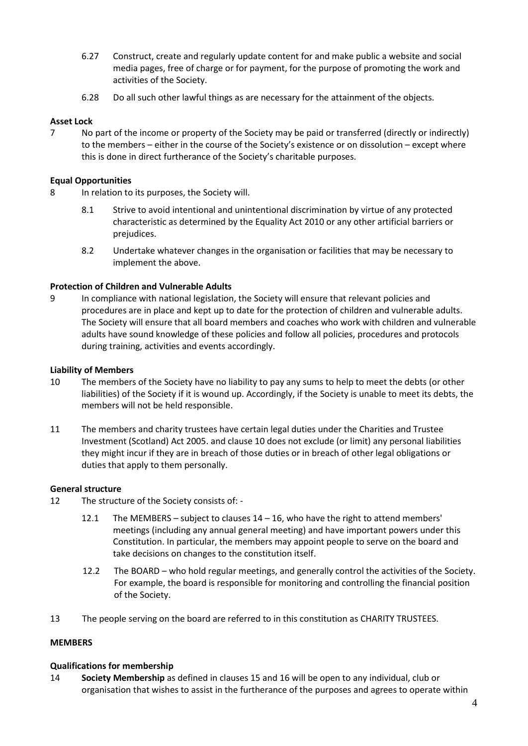6.27 Construct, create and regularly update content for and make public a website and social media pages, free of charge or for payment, for the purpose of promoting the work and activities of the Society.

6.28 Do all such other lawful things as are necessary for the attainment of the objects.

**Asset Lock**

7 No part of the income or property of the Society may be paid or transferred (directly or indirectly) to the members – either in the course of the Society's existence or on dissolution – except where this is done in direct furtherance of the Society's charitable purposes.

**Equal Opportunities**

8 In relation to its purposes, the Society will.

8.1 Strive to avoid intentional and unintentional discrimination by virtue of any protected characteristic as determined by the Equality Act 2010 or any other artificial barriers or prejudices.

8.2 Undertake whatever changes in the organisation or facilities that may be necessary to implement the above.

**Protection of Children and Vulnerable Adults**

9 In compliance with national legislation, the Society will ensure that relevant policies and procedures are in place and kept up to date for the protection of children and vulnerable adults. The Society will ensure that all board members and coaches who work with children and vulnerable adults have sound knowledge of these policies and follow all policies, procedures and protocols during training, activities and events accordingly.

**Liability of Members**

10 The members of the Society have no liability to pay any sums to help to meet the debts (or other liabilities) of the Society if it is wound up. Accordingly, if the Society is unable to meet its debts, the members will not be held responsible.

11 The members and charity trustees have certain legal duties under the Charities and Trustee Investment (Scotland) Act 2005. and clause 10 does not exclude (or limit) any personal liabilities they might incur if they are in breach of those duties or in breach of other legal obligations or duties that apply to them personally.

**General structure**

12 The structure of the Society consists of: -

12.1 The MEMBERS – subject to clauses 14 – 16, who have the right to attend members' meetings (including any annual general meeting) and have important powers under this Constitution. In particular, the members may appoint people to serve on the board and take decisions on changes to the constitution itself.

12.2 The BOARD – who hold regular meetings, and generally control the activities of the Society. For example, the board is responsible for monitoring and controlling the financial position of the Society.

13 The people serving on the board are referred to in this constitution as CHARITY TRUSTEES.

**MEMBERS**

**Qualifications for membership**

14 **Society Membership** as defined in clauses 15 and 16 will be open to any individual, club or organisation that wishes to assist in the furtherance of the purposes and agrees to operate within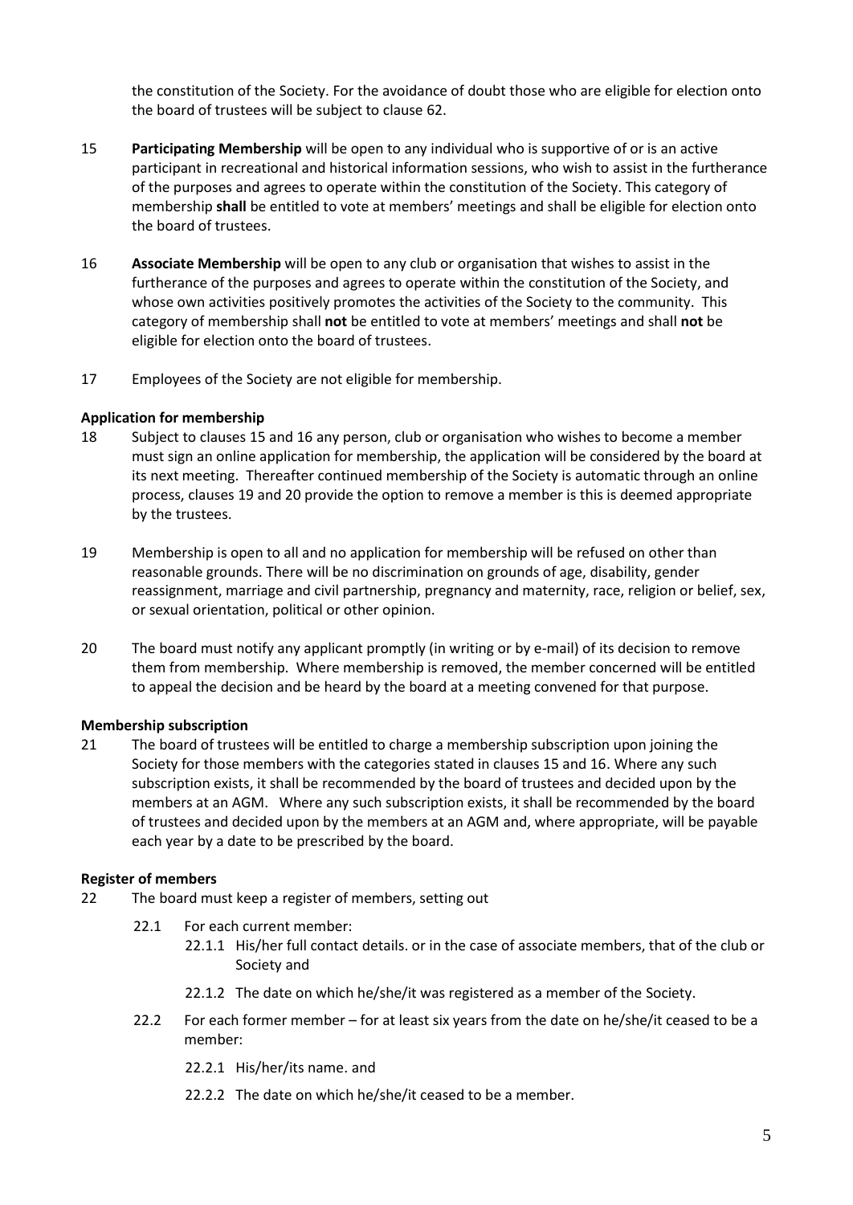the constitution of the Society. For the avoidance of doubt those who are eligible for election onto the board of trustees will be subject to clause 62.

15 **Participating Membership** will be open to any individual who is supportive of or is an active participant in recreational and historical information sessions, who wish to assist in the furtherance of the purposes and agrees to operate within the constitution of the Society. This category of membership **shall** be entitled to vote at members' meetings and shall be eligible for election onto the board of trustees.

16 **Associate Membership** will be open to any club or organisation that wishes to assist in the furtherance of the purposes and agrees to operate within the constitution of the Society, and whose own activities positively promotes the activities of the Society to the community. This category of membership shall **not** be entitled to vote at members' meetings and shall **not** be eligible for election onto the board of trustees.

17 Employees of the Society are not eligible for membership.

**Application for membership**

18 Subject to clauses 15 and 16 any person, club or organisation who wishes to become a member must sign an online application for membership, the application will be considered by the board at its next meeting. Thereafter continued membership of the Society is automatic through an online process, clauses 19 and 20 provide the option to remove a member is this is deemed appropriate by the trustees.

19 Membership is open to all and no application for membership will be refused on other than reasonable grounds. There will be no discrimination on grounds of age, disability, gender reassignment, marriage and civil partnership, pregnancy and maternity, race, religion or belief, sex, or sexual orientation, political or other opinion.

20 The board must notify any applicant promptly (in writing or by e-mail) of its decision to remove them from membership. Where membership is removed, the member concerned will be entitled to appeal the decision and be heard by the board at a meeting convened for that purpose.

**Membership subscription**

21 The board of trustees will be entitled to charge a membership subscription upon joining the Society for those members with the categories stated in clauses 15 and 16. Where any such subscription exists, it shall be recommended by the board of trustees and decided upon by the members at an AGM. Where any such subscription exists, it shall be recommended by the board of trustees and decided upon by the members at an AGM and, where appropriate, will be payable each year by a date to be prescribed by the board.

**Register of members**

22 The board must keep a register of members, setting out

22.1 For each current member:

22.1.1 His/her full contact details. or in the case of associate members, that of the club or Society and

22.1.2 The date on which he/she/it was registered as a member of the Society.

22.2 For each former member – for at least six years from the date on he/she/it ceased to be a member:

22.2.1 His/her/its name. and

22.2.2 The date on which he/she/it ceased to be a member.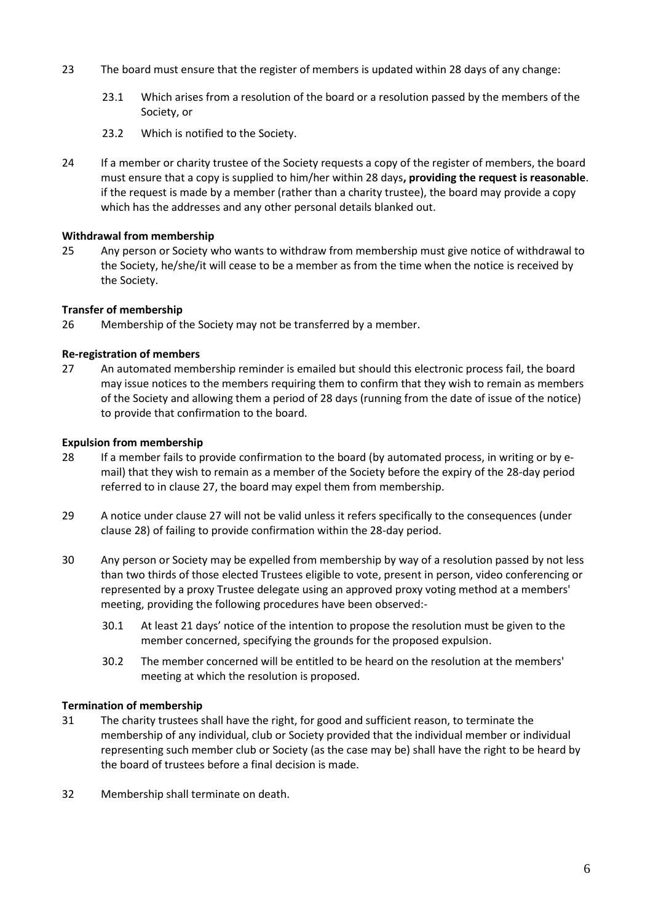23 The board must ensure that the register of members is updated within 28 days of any change:

  23.1 Which arises from a resolution of the board or a resolution passed by the members of the Society, or

  23.2 Which is notified to the Society.

24 If a member or charity trustee of the Society requests a copy of the register of members, the board must ensure that a copy is supplied to him/her within 28 days**, providing the request is reasonable**. if the request is made by a member (rather than a charity trustee), the board may provide a copy which has the addresses and any other personal details blanked out.

**Withdrawal from membership**

25 Any person or Society who wants to withdraw from membership must give notice of withdrawal to the Society, he/she/it will cease to be a member as from the time when the notice is received by the Society.

**Transfer of membership**

26 Membership of the Society may not be transferred by a member.

**Re-registration of members**

27 An automated membership reminder is emailed but should this electronic process fail, the board may issue notices to the members requiring them to confirm that they wish to remain as members of the Society and allowing them a period of 28 days (running from the date of issue of the notice) to provide that confirmation to the board.

**Expulsion from membership**

28 If a member fails to provide confirmation to the board (by automated process, in writing or by e-mail) that they wish to remain as a member of the Society before the expiry of the 28-day period referred to in clause 27, the board may expel them from membership.

29 A notice under clause 27 will not be valid unless it refers specifically to the consequences (under clause 28) of failing to provide confirmation within the 28-day period.

30 Any person or Society may be expelled from membership by way of a resolution passed by not less than two thirds of those elected Trustees eligible to vote, present in person, video conferencing or represented by a proxy Trustee delegate using an approved proxy voting method at a members' meeting, providing the following procedures have been observed:-

  30.1 At least 21 days' notice of the intention to propose the resolution must be given to the member concerned, specifying the grounds for the proposed expulsion.

  30.2 The member concerned will be entitled to be heard on the resolution at the members' meeting at which the resolution is proposed.

**Termination of membership**

31 The charity trustees shall have the right, for good and sufficient reason, to terminate the membership of any individual, club or Society provided that the individual member or individual representing such member club or Society (as the case may be) shall have the right to be heard by the board of trustees before a final decision is made.

32 Membership shall terminate on death.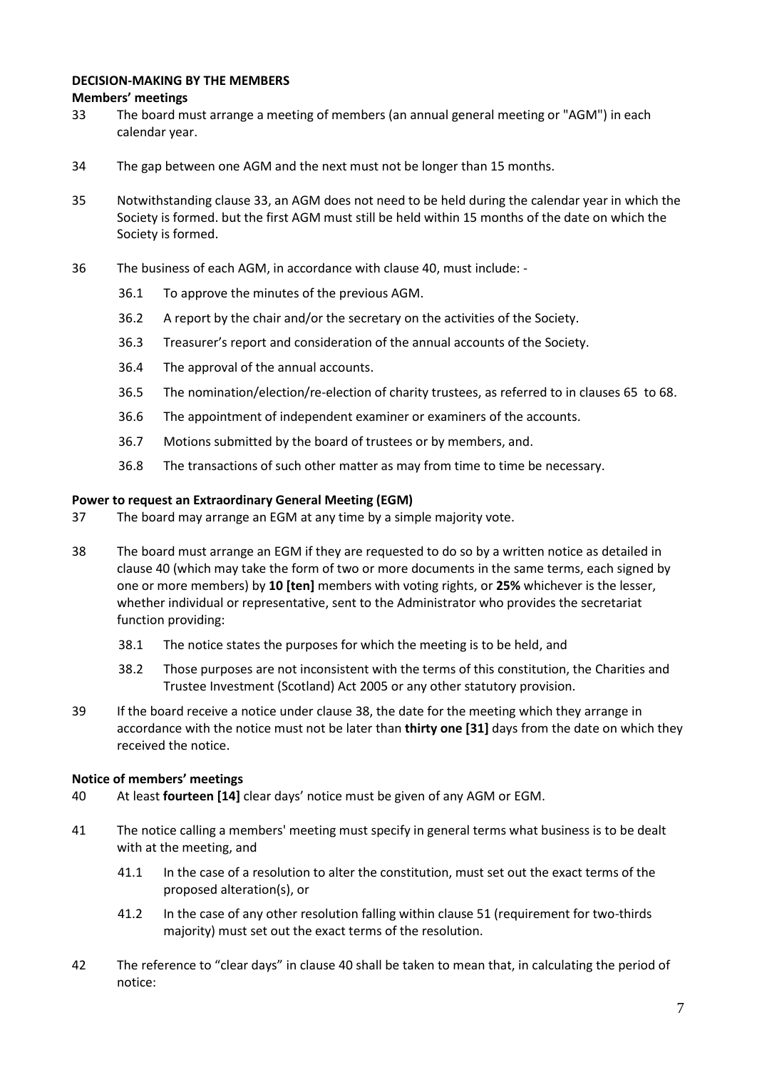**DECISION-MAKING BY THE MEMBERS**

**Members' meetings**

33 The board must arrange a meeting of members (an annual general meeting or "AGM") in each calendar year.

34 The gap between one AGM and the next must not be longer than 15 months.

35 Notwithstanding clause 33, an AGM does not need to be held during the calendar year in which the Society is formed. but the first AGM must still be held within 15 months of the date on which the Society is formed.

36 The business of each AGM, in accordance with clause 40, must include: -

- 36.1 To approve the minutes of the previous AGM.
- 36.2 A report by the chair and/or the secretary on the activities of the Society.
- 36.3 Treasurer's report and consideration of the annual accounts of the Society.
- 36.4 The approval of the annual accounts.
- 36.5 The nomination/election/re-election of charity trustees, as referred to in clauses 65 to 68.
- 36.6 The appointment of independent examiner or examiners of the accounts.
- 36.7 Motions submitted by the board of trustees or by members, and.
- 36.8 The transactions of such other matter as may from time to time be necessary.

**Power to request an Extraordinary General Meeting (EGM)**

37 The board may arrange an EGM at any time by a simple majority vote.

38 The board must arrange an EGM if they are requested to do so by a written notice as detailed in clause 40 (which may take the form of two or more documents in the same terms, each signed by one or more members) by **10 [ten]** members with voting rights, or **25%** whichever is the lesser, whether individual or representative, sent to the Administrator who provides the secretariat function providing:

- 38.1 The notice states the purposes for which the meeting is to be held, and
- 38.2 Those purposes are not inconsistent with the terms of this constitution, the Charities and Trustee Investment (Scotland) Act 2005 or any other statutory provision.

39 If the board receive a notice under clause 38, the date for the meeting which they arrange in accordance with the notice must not be later than **thirty one [31]** days from the date on which they received the notice.

**Notice of members' meetings**

40 At least **fourteen [14]** clear days' notice must be given of any AGM or EGM.

41 The notice calling a members' meeting must specify in general terms what business is to be dealt with at the meeting, and

- 41.1 In the case of a resolution to alter the constitution, must set out the exact terms of the proposed alteration(s), or
- 41.2 In the case of any other resolution falling within clause 51 (requirement for two-thirds majority) must set out the exact terms of the resolution.

42 The reference to "clear days" in clause 40 shall be taken to mean that, in calculating the period of notice: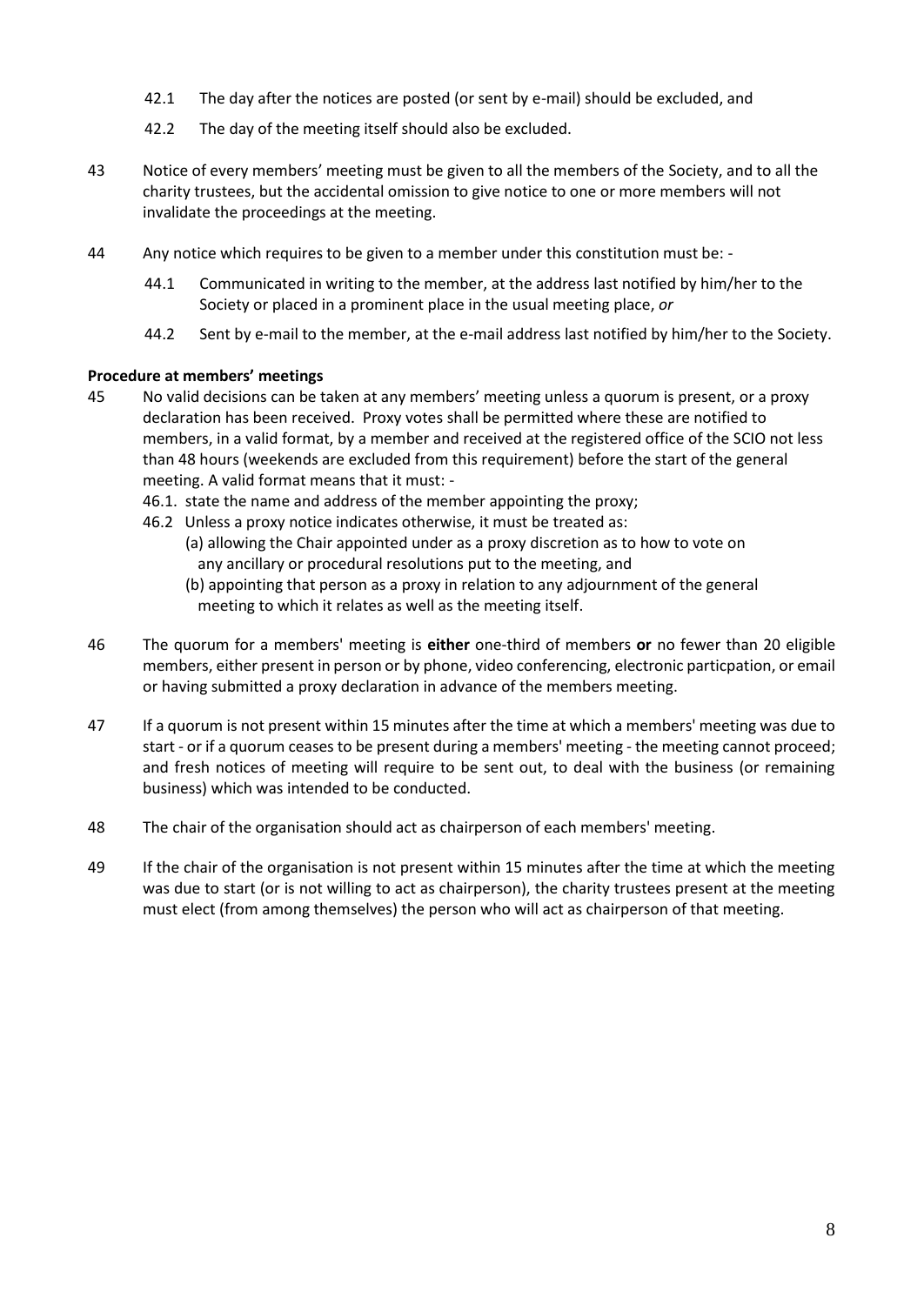42.1 The day after the notices are posted (or sent by e-mail) should be excluded, and

42.2 The day of the meeting itself should also be excluded.

43 Notice of every members' meeting must be given to all the members of the Society, and to all the charity trustees, but the accidental omission to give notice to one or more members will not invalidate the proceedings at the meeting.

44 Any notice which requires to be given to a member under this constitution must be: -

44.1 Communicated in writing to the member, at the address last notified by him/her to the Society or placed in a prominent place in the usual meeting place, *or*

44.2 Sent by e-mail to the member, at the e-mail address last notified by him/her to the Society.

**Procedure at members' meetings**

45 No valid decisions can be taken at any members' meeting unless a quorum is present, or a proxy declaration has been received. Proxy votes shall be permitted where these are notified to members, in a valid format, by a member and received at the registered office of the SCIO not less than 48 hours (weekends are excluded from this requirement) before the start of the general meeting. A valid format means that it must: -

46.1. state the name and address of the member appointing the proxy;

46.2 Unless a proxy notice indicates otherwise, it must be treated as:

(a) allowing the Chair appointed under as a proxy discretion as to how to vote on any ancillary or procedural resolutions put to the meeting, and

(b) appointing that person as a proxy in relation to any adjournment of the general meeting to which it relates as well as the meeting itself.

46 The quorum for a members' meeting is **either** one-third of members **or** no fewer than 20 eligible members, either present in person or by phone, video conferencing, electronic particpation, or email or having submitted a proxy declaration in advance of the members meeting.

47 If a quorum is not present within 15 minutes after the time at which a members' meeting was due to start - or if a quorum ceases to be present during a members' meeting - the meeting cannot proceed; and fresh notices of meeting will require to be sent out, to deal with the business (or remaining business) which was intended to be conducted.

48 The chair of the organisation should act as chairperson of each members' meeting.

49 If the chair of the organisation is not present within 15 minutes after the time at which the meeting was due to start (or is not willing to act as chairperson), the charity trustees present at the meeting must elect (from among themselves) the person who will act as chairperson of that meeting.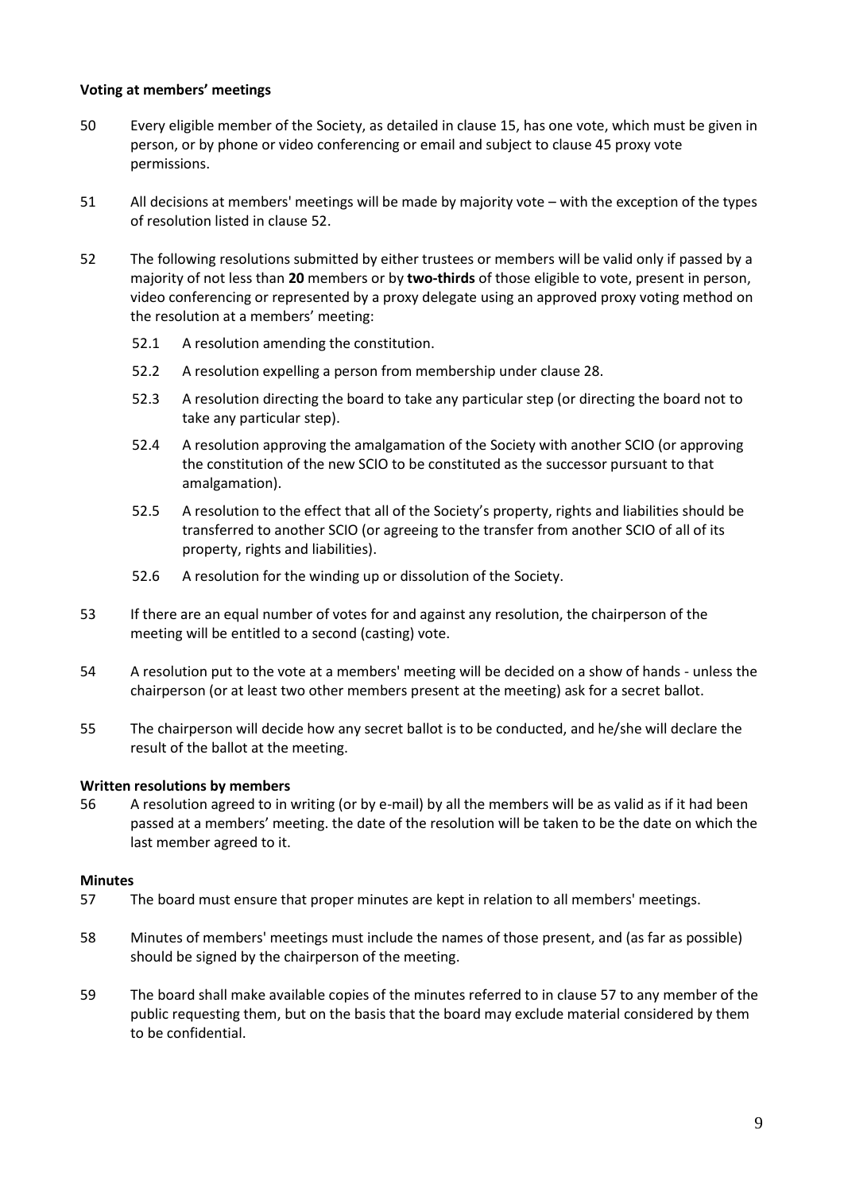**Voting at members' meetings**

50 Every eligible member of the Society, as detailed in clause 15, has one vote, which must be given in person, or by phone or video conferencing or email and subject to clause 45 proxy vote permissions.

51 All decisions at members' meetings will be made by majority vote – with the exception of the types of resolution listed in clause 52.

52 The following resolutions submitted by either trustees or members will be valid only if passed by a majority of not less than **20** members or by **two-thirds** of those eligible to vote, present in person, video conferencing or represented by a proxy delegate using an approved proxy voting method on the resolution at a members' meeting:

- 52.1 A resolution amending the constitution.
- 52.2 A resolution expelling a person from membership under clause 28.
- 52.3 A resolution directing the board to take any particular step (or directing the board not to take any particular step).
- 52.4 A resolution approving the amalgamation of the Society with another SCIO (or approving the constitution of the new SCIO to be constituted as the successor pursuant to that amalgamation).
- 52.5 A resolution to the effect that all of the Society's property, rights and liabilities should be transferred to another SCIO (or agreeing to the transfer from another SCIO of all of its property, rights and liabilities).
- 52.6 A resolution for the winding up or dissolution of the Society.

53 If there are an equal number of votes for and against any resolution, the chairperson of the meeting will be entitled to a second (casting) vote.

54 A resolution put to the vote at a members' meeting will be decided on a show of hands - unless the chairperson (or at least two other members present at the meeting) ask for a secret ballot.

55 The chairperson will decide how any secret ballot is to be conducted, and he/she will declare the result of the ballot at the meeting.

**Written resolutions by members**

56 A resolution agreed to in writing (or by e-mail) by all the members will be as valid as if it had been passed at a members' meeting. the date of the resolution will be taken to be the date on which the last member agreed to it.

**Minutes**

57 The board must ensure that proper minutes are kept in relation to all members' meetings.

58 Minutes of members' meetings must include the names of those present, and (as far as possible) should be signed by the chairperson of the meeting.

59 The board shall make available copies of the minutes referred to in clause 57 to any member of the public requesting them, but on the basis that the board may exclude material considered by them to be confidential.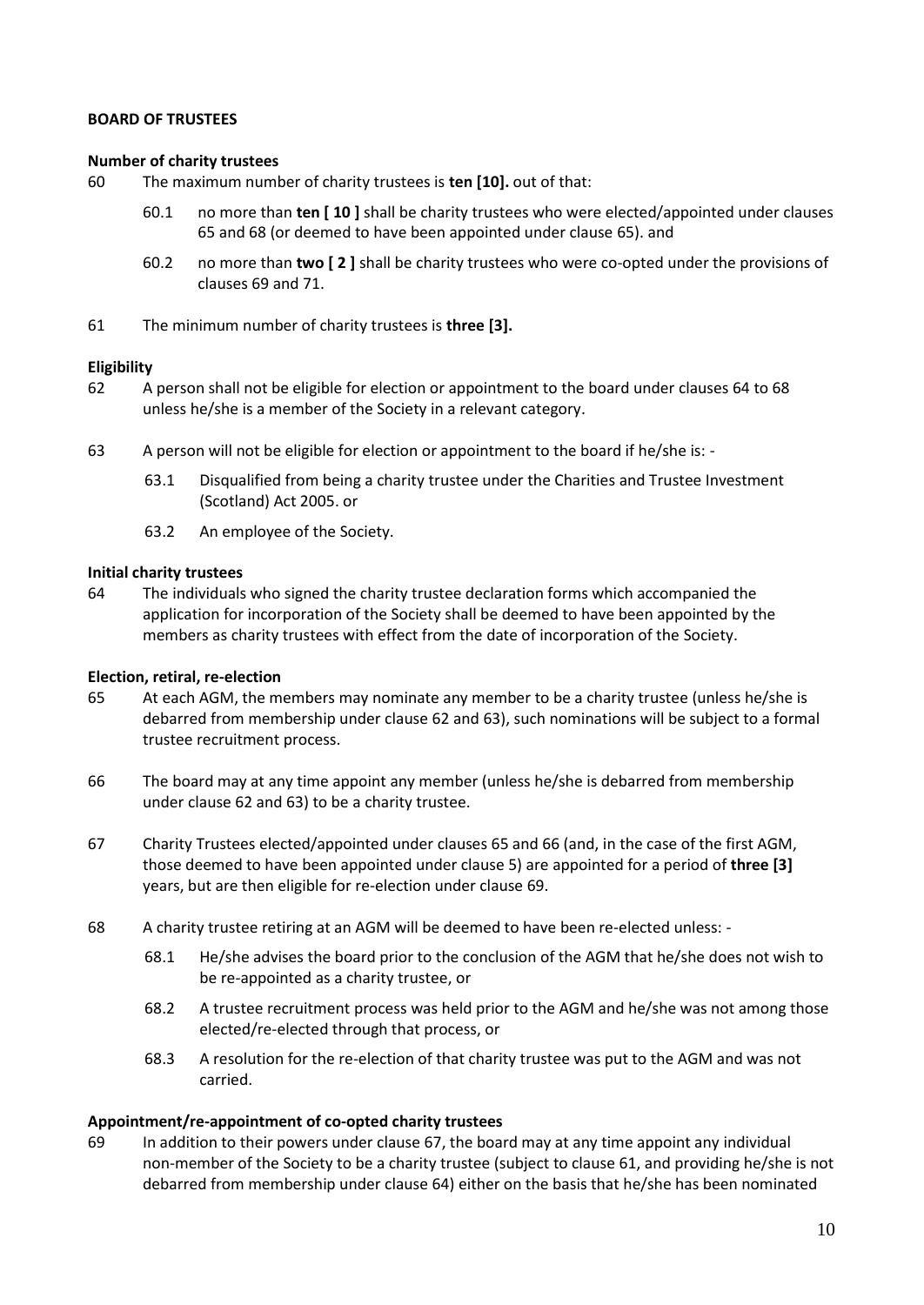**BOARD OF TRUSTEES**

**Number of charity trustees**

60 The maximum number of charity trustees is **ten [10].** out of that:

- 60.1 no more than **ten [ 10 ]** shall be charity trustees who were elected/appointed under clauses 65 and 68 (or deemed to have been appointed under clause 65). and
- 60.2 no more than **two [ 2 ]** shall be charity trustees who were co-opted under the provisions of clauses 69 and 71.

61 The minimum number of charity trustees is **three [3].**

**Eligibility**

62 A person shall not be eligible for election or appointment to the board under clauses 64 to 68 unless he/she is a member of the Society in a relevant category.

63 A person will not be eligible for election or appointment to the board if he/she is: -

- 63.1 Disqualified from being a charity trustee under the Charities and Trustee Investment (Scotland) Act 2005. or
- 63.2 An employee of the Society.

**Initial charity trustees**

64 The individuals who signed the charity trustee declaration forms which accompanied the application for incorporation of the Society shall be deemed to have been appointed by the members as charity trustees with effect from the date of incorporation of the Society.

**Election, retiral, re-election**

65 At each AGM, the members may nominate any member to be a charity trustee (unless he/she is debarred from membership under clause 62 and 63), such nominations will be subject to a formal trustee recruitment process.

66 The board may at any time appoint any member (unless he/she is debarred from membership under clause 62 and 63) to be a charity trustee.

67 Charity Trustees elected/appointed under clauses 65 and 66 (and, in the case of the first AGM, those deemed to have been appointed under clause 5) are appointed for a period of **three [3]** years, but are then eligible for re-election under clause 69.

68 A charity trustee retiring at an AGM will be deemed to have been re-elected unless: -

- 68.1 He/she advises the board prior to the conclusion of the AGM that he/she does not wish to be re-appointed as a charity trustee, or
- 68.2 A trustee recruitment process was held prior to the AGM and he/she was not among those elected/re-elected through that process, or
- 68.3 A resolution for the re-election of that charity trustee was put to the AGM and was not carried.

**Appointment/re-appointment of co-opted charity trustees**

69 In addition to their powers under clause 67, the board may at any time appoint any individual non-member of the Society to be a charity trustee (subject to clause 61, and providing he/she is not debarred from membership under clause 64) either on the basis that he/she has been nominated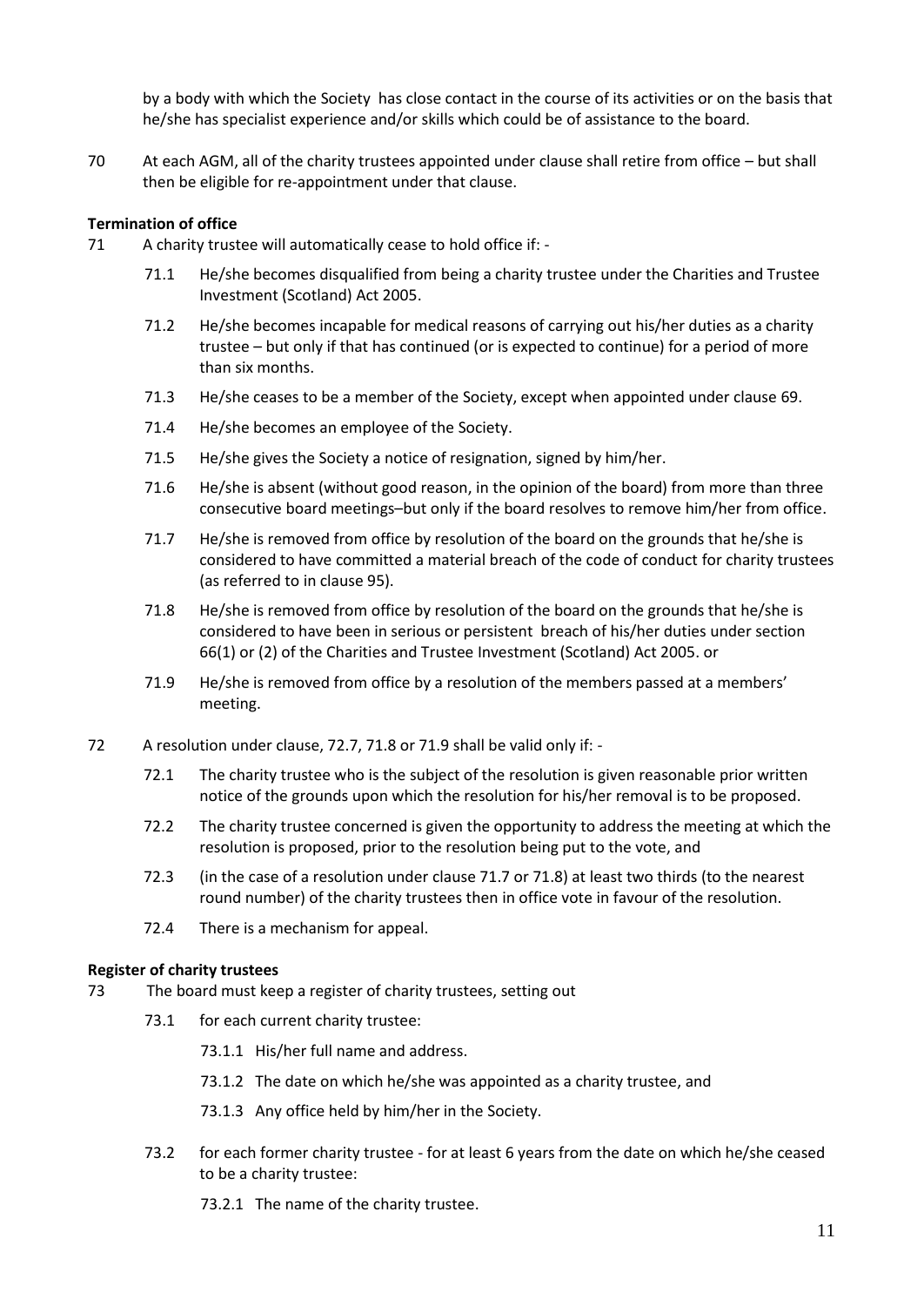by a body with which the Society  has close contact in the course of its activities or on the basis that he/she has specialist experience and/or skills which could be of assistance to the board.

70 At each AGM, all of the charity trustees appointed under clause shall retire from office – but shall then be eligible for re-appointment under that clause.

**Termination of office**

71 A charity trustee will automatically cease to hold office if: -

71.1 He/she becomes disqualified from being a charity trustee under the Charities and Trustee Investment (Scotland) Act 2005.

71.2 He/she becomes incapable for medical reasons of carrying out his/her duties as a charity trustee – but only if that has continued (or is expected to continue) for a period of more than six months.

71.3 He/she ceases to be a member of the Society, except when appointed under clause 69.

71.4 He/she becomes an employee of the Society.

71.5 He/she gives the Society a notice of resignation, signed by him/her.

71.6 He/she is absent (without good reason, in the opinion of the board) from more than three consecutive board meetings–but only if the board resolves to remove him/her from office.

71.7 He/she is removed from office by resolution of the board on the grounds that he/she is considered to have committed a material breach of the code of conduct for charity trustees (as referred to in clause 95).

71.8 He/she is removed from office by resolution of the board on the grounds that he/she is considered to have been in serious or persistent  breach of his/her duties under section 66(1) or (2) of the Charities and Trustee Investment (Scotland) Act 2005. or

71.9 He/she is removed from office by a resolution of the members passed at a members' meeting.

72 A resolution under clause, 72.7, 71.8 or 71.9 shall be valid only if: -

72.1 The charity trustee who is the subject of the resolution is given reasonable prior written notice of the grounds upon which the resolution for his/her removal is to be proposed.

72.2 The charity trustee concerned is given the opportunity to address the meeting at which the resolution is proposed, prior to the resolution being put to the vote, and

72.3 (in the case of a resolution under clause 71.7 or 71.8) at least two thirds (to the nearest round number) of the charity trustees then in office vote in favour of the resolution.

72.4 There is a mechanism for appeal.

**Register of charity trustees**

73 The board must keep a register of charity trustees, setting out

73.1 for each current charity trustee:

73.1.1 His/her full name and address.

73.1.2 The date on which he/she was appointed as a charity trustee, and

73.1.3 Any office held by him/her in the Society.

73.2 for each former charity trustee - for at least 6 years from the date on which he/she ceased to be a charity trustee:

73.2.1 The name of the charity trustee.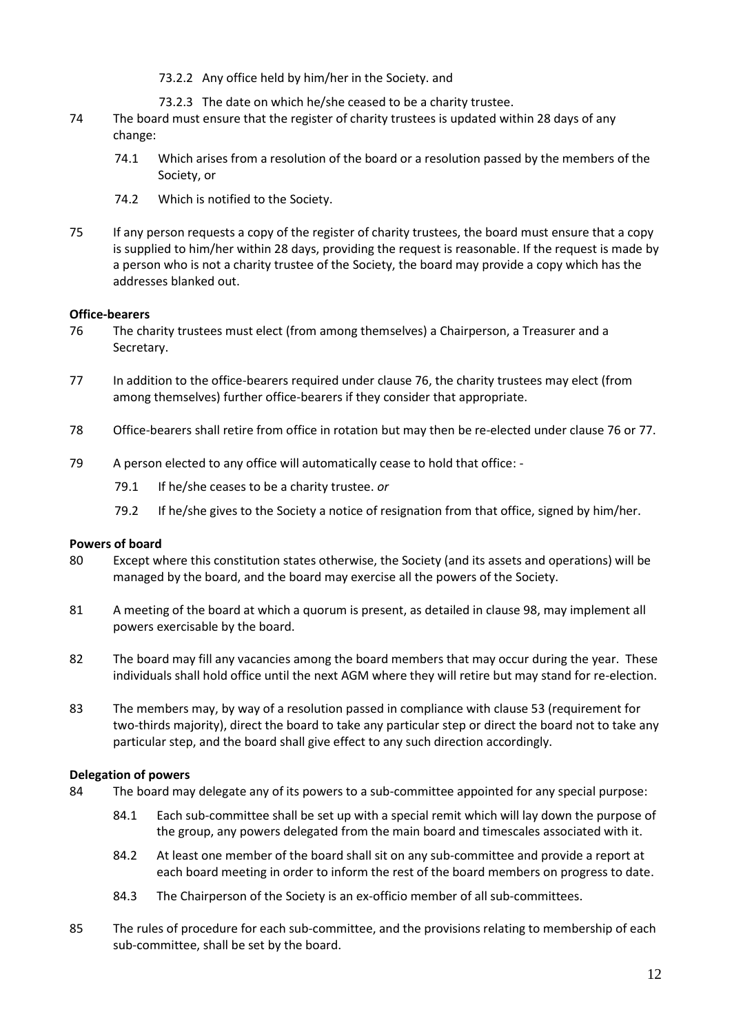73.2.2 Any office held by him/her in the Society. and

73.2.3 The date on which he/she ceased to be a charity trustee.

74 The board must ensure that the register of charity trustees is updated within 28 days of any change:

74.1 Which arises from a resolution of the board or a resolution passed by the members of the Society, or

74.2 Which is notified to the Society.

75 If any person requests a copy of the register of charity trustees, the board must ensure that a copy is supplied to him/her within 28 days, providing the request is reasonable. If the request is made by a person who is not a charity trustee of the Society, the board may provide a copy which has the addresses blanked out.

**Office-bearers**

76 The charity trustees must elect (from among themselves) a Chairperson, a Treasurer and a Secretary.

77 In addition to the office-bearers required under clause 76, the charity trustees may elect (from among themselves) further office-bearers if they consider that appropriate.

78 Office-bearers shall retire from office in rotation but may then be re-elected under clause 76 or 77.

79 A person elected to any office will automatically cease to hold that office: -

79.1 If he/she ceases to be a charity trustee. *or*

79.2 If he/she gives to the Society a notice of resignation from that office, signed by him/her.

**Powers of board**

80 Except where this constitution states otherwise, the Society (and its assets and operations) will be managed by the board, and the board may exercise all the powers of the Society.

81 A meeting of the board at which a quorum is present, as detailed in clause 98, may implement all powers exercisable by the board.

82 The board may fill any vacancies among the board members that may occur during the year. These individuals shall hold office until the next AGM where they will retire but may stand for re-election.

83 The members may, by way of a resolution passed in compliance with clause 53 (requirement for two-thirds majority), direct the board to take any particular step or direct the board not to take any particular step, and the board shall give effect to any such direction accordingly.

**Delegation of powers**

84 The board may delegate any of its powers to a sub-committee appointed for any special purpose:

84.1 Each sub-committee shall be set up with a special remit which will lay down the purpose of the group, any powers delegated from the main board and timescales associated with it.

84.2 At least one member of the board shall sit on any sub-committee and provide a report at each board meeting in order to inform the rest of the board members on progress to date.

84.3 The Chairperson of the Society is an ex-officio member of all sub-committees.

85 The rules of procedure for each sub-committee, and the provisions relating to membership of each sub-committee, shall be set by the board.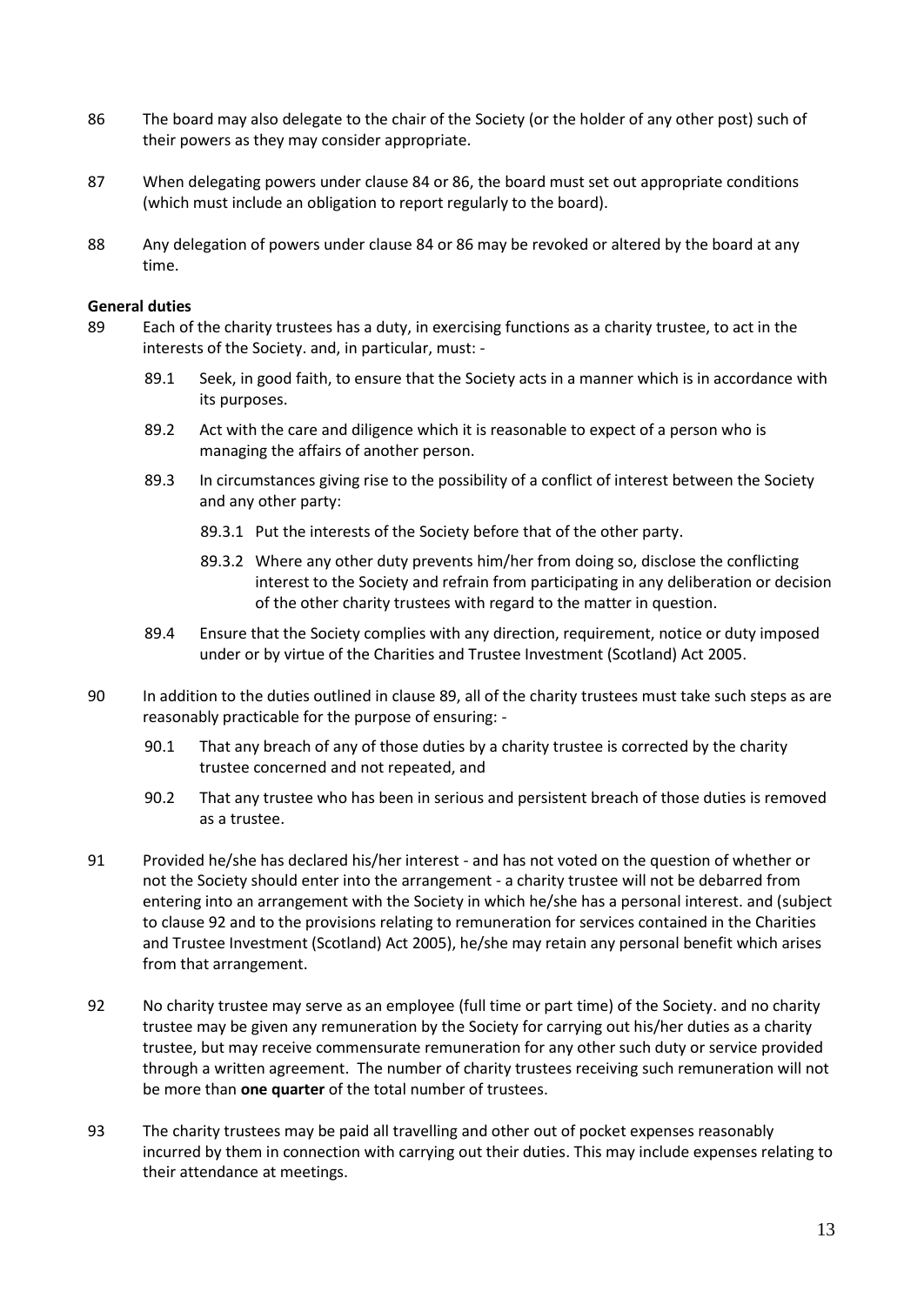86 The board may also delegate to the chair of the Society (or the holder of any other post) such of their powers as they may consider appropriate.

87 When delegating powers under clause 84 or 86, the board must set out appropriate conditions (which must include an obligation to report regularly to the board).

88 Any delegation of powers under clause 84 or 86 may be revoked or altered by the board at any time.

**General duties**

89 Each of the charity trustees has a duty, in exercising functions as a charity trustee, to act in the interests of the Society. and, in particular, must: -

- 89.1 Seek, in good faith, to ensure that the Society acts in a manner which is in accordance with its purposes.
- 89.2 Act with the care and diligence which it is reasonable to expect of a person who is managing the affairs of another person.
- 89.3 In circumstances giving rise to the possibility of a conflict of interest between the Society and any other party:
  - 89.3.1 Put the interests of the Society before that of the other party.
  - 89.3.2 Where any other duty prevents him/her from doing so, disclose the conflicting interest to the Society and refrain from participating in any deliberation or decision of the other charity trustees with regard to the matter in question.
- 89.4 Ensure that the Society complies with any direction, requirement, notice or duty imposed under or by virtue of the Charities and Trustee Investment (Scotland) Act 2005.

90 In addition to the duties outlined in clause 89, all of the charity trustees must take such steps as are reasonably practicable for the purpose of ensuring: -

- 90.1 That any breach of any of those duties by a charity trustee is corrected by the charity trustee concerned and not repeated, and
- 90.2 That any trustee who has been in serious and persistent breach of those duties is removed as a trustee.

91 Provided he/she has declared his/her interest - and has not voted on the question of whether or not the Society should enter into the arrangement - a charity trustee will not be debarred from entering into an arrangement with the Society in which he/she has a personal interest. and (subject to clause 92 and to the provisions relating to remuneration for services contained in the Charities and Trustee Investment (Scotland) Act 2005), he/she may retain any personal benefit which arises from that arrangement.

92 No charity trustee may serve as an employee (full time or part time) of the Society. and no charity trustee may be given any remuneration by the Society for carrying out his/her duties as a charity trustee, but may receive commensurate remuneration for any other such duty or service provided through a written agreement. The number of charity trustees receiving such remuneration will not be more than **one quarter** of the total number of trustees.

93 The charity trustees may be paid all travelling and other out of pocket expenses reasonably incurred by them in connection with carrying out their duties. This may include expenses relating to their attendance at meetings.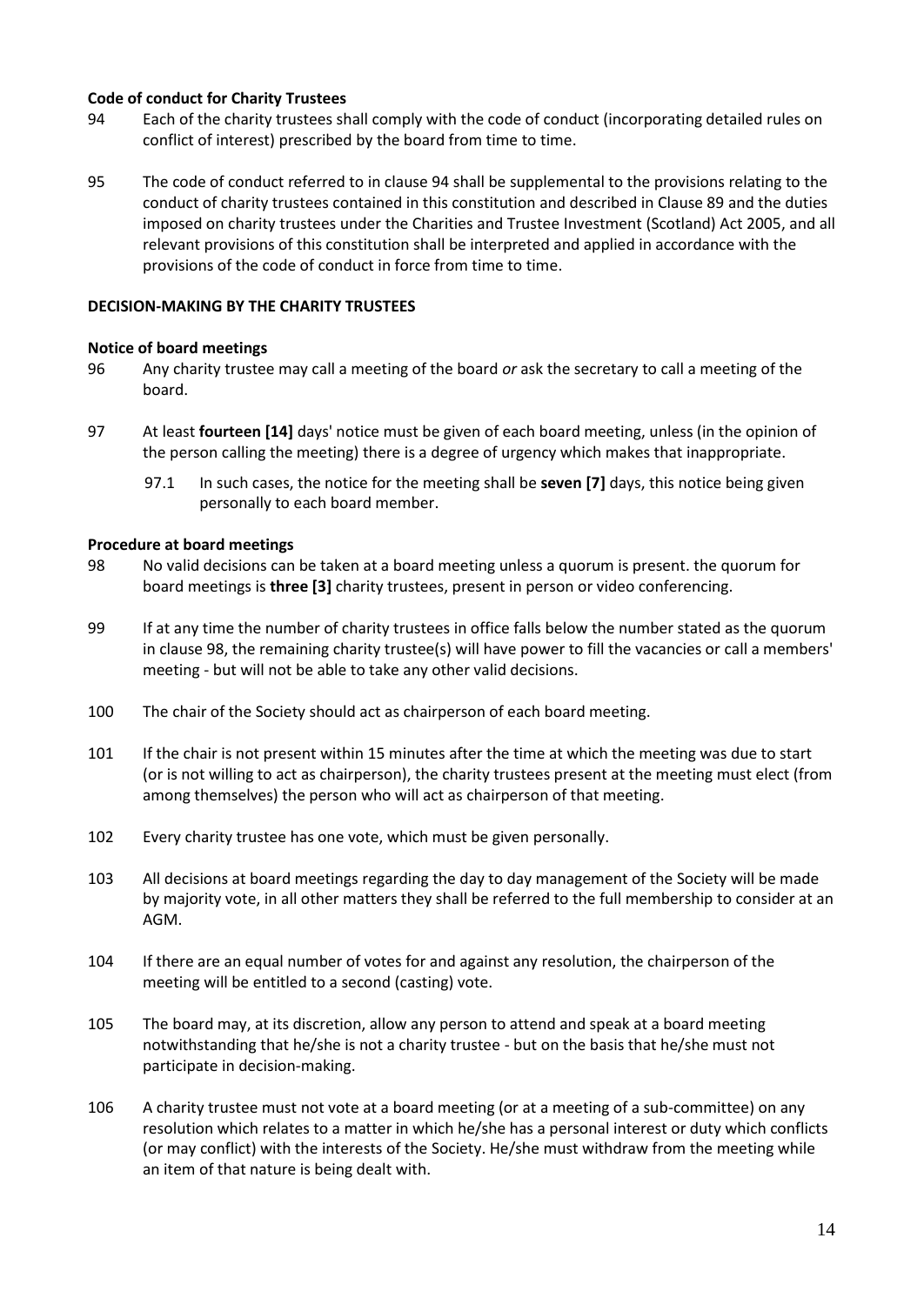**Code of conduct for Charity Trustees**

94 Each of the charity trustees shall comply with the code of conduct (incorporating detailed rules on conflict of interest) prescribed by the board from time to time.

95 The code of conduct referred to in clause 94 shall be supplemental to the provisions relating to the conduct of charity trustees contained in this constitution and described in Clause 89 and the duties imposed on charity trustees under the Charities and Trustee Investment (Scotland) Act 2005, and all relevant provisions of this constitution shall be interpreted and applied in accordance with the provisions of the code of conduct in force from time to time.

**DECISION-MAKING BY THE CHARITY TRUSTEES**

**Notice of board meetings**

96 Any charity trustee may call a meeting of the board *or* ask the secretary to call a meeting of the board.

97 At least **fourteen [14]** days' notice must be given of each board meeting, unless (in the opinion of the person calling the meeting) there is a degree of urgency which makes that inappropriate.

97.1 In such cases, the notice for the meeting shall be **seven [7]** days, this notice being given personally to each board member.

**Procedure at board meetings**

98 No valid decisions can be taken at a board meeting unless a quorum is present. the quorum for board meetings is **three [3]** charity trustees, present in person or video conferencing.

99 If at any time the number of charity trustees in office falls below the number stated as the quorum in clause 98, the remaining charity trustee(s) will have power to fill the vacancies or call a members' meeting - but will not be able to take any other valid decisions.

100 The chair of the Society should act as chairperson of each board meeting.

101 If the chair is not present within 15 minutes after the time at which the meeting was due to start (or is not willing to act as chairperson), the charity trustees present at the meeting must elect (from among themselves) the person who will act as chairperson of that meeting.

102 Every charity trustee has one vote, which must be given personally.

103 All decisions at board meetings regarding the day to day management of the Society will be made by majority vote, in all other matters they shall be referred to the full membership to consider at an AGM.

104 If there are an equal number of votes for and against any resolution, the chairperson of the meeting will be entitled to a second (casting) vote.

105 The board may, at its discretion, allow any person to attend and speak at a board meeting notwithstanding that he/she is not a charity trustee - but on the basis that he/she must not participate in decision-making.

106 A charity trustee must not vote at a board meeting (or at a meeting of a sub-committee) on any resolution which relates to a matter in which he/she has a personal interest or duty which conflicts (or may conflict) with the interests of the Society. He/she must withdraw from the meeting while an item of that nature is being dealt with.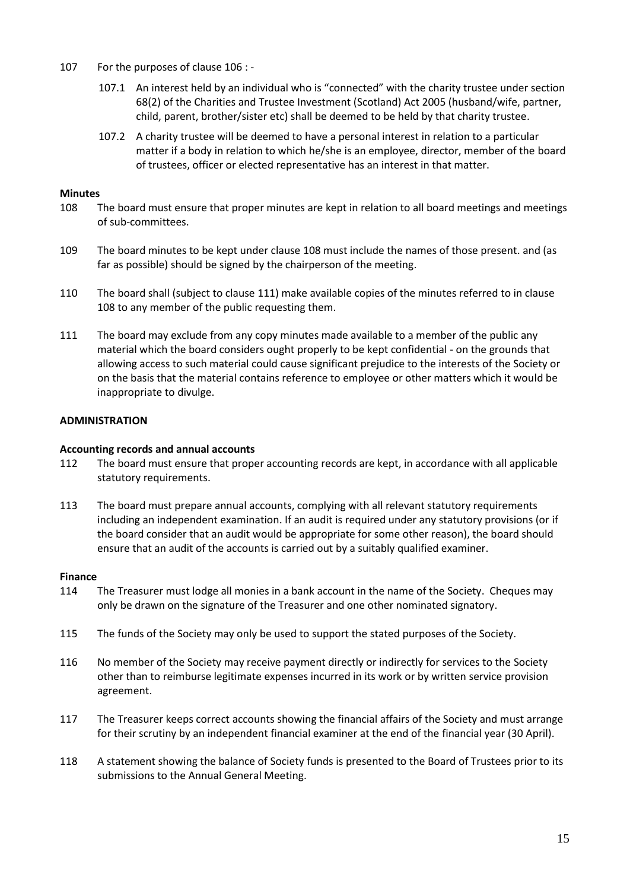107 For the purposes of clause 106 : -

107.1 An interest held by an individual who is "connected" with the charity trustee under section 68(2) of the Charities and Trustee Investment (Scotland) Act 2005 (husband/wife, partner, child, parent, brother/sister etc) shall be deemed to be held by that charity trustee.

107.2 A charity trustee will be deemed to have a personal interest in relation to a particular matter if a body in relation to which he/she is an employee, director, member of the board of trustees, officer or elected representative has an interest in that matter.

**Minutes**

108 The board must ensure that proper minutes are kept in relation to all board meetings and meetings of sub-committees.

109 The board minutes to be kept under clause 108 must include the names of those present. and (as far as possible) should be signed by the chairperson of the meeting.

110 The board shall (subject to clause 111) make available copies of the minutes referred to in clause 108 to any member of the public requesting them.

111 The board may exclude from any copy minutes made available to a member of the public any material which the board considers ought properly to be kept confidential - on the grounds that allowing access to such material could cause significant prejudice to the interests of the Society or on the basis that the material contains reference to employee or other matters which it would be inappropriate to divulge.

**ADMINISTRATION**

**Accounting records and annual accounts**

112 The board must ensure that proper accounting records are kept, in accordance with all applicable statutory requirements.

113 The board must prepare annual accounts, complying with all relevant statutory requirements including an independent examination. If an audit is required under any statutory provisions (or if the board consider that an audit would be appropriate for some other reason), the board should ensure that an audit of the accounts is carried out by a suitably qualified examiner.

**Finance**

114 The Treasurer must lodge all monies in a bank account in the name of the Society. Cheques may only be drawn on the signature of the Treasurer and one other nominated signatory.

115 The funds of the Society may only be used to support the stated purposes of the Society.

116 No member of the Society may receive payment directly or indirectly for services to the Society other than to reimburse legitimate expenses incurred in its work or by written service provision agreement.

117 The Treasurer keeps correct accounts showing the financial affairs of the Society and must arrange for their scrutiny by an independent financial examiner at the end of the financial year (30 April).

118 A statement showing the balance of Society funds is presented to the Board of Trustees prior to its submissions to the Annual General Meeting.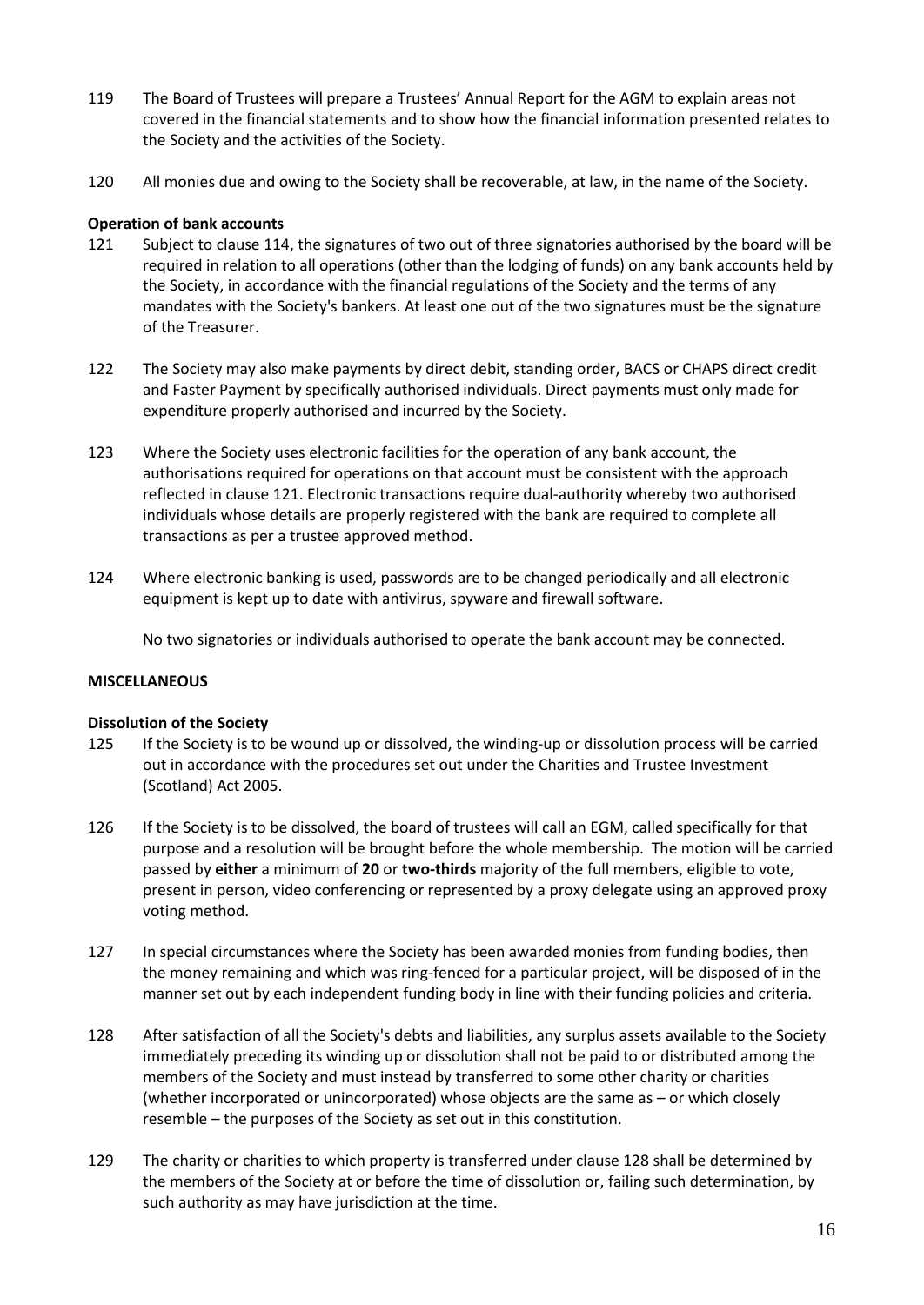119 The Board of Trustees will prepare a Trustees' Annual Report for the AGM to explain areas not covered in the financial statements and to show how the financial information presented relates to the Society and the activities of the Society.

120 All monies due and owing to the Society shall be recoverable, at law, in the name of the Society.

**Operation of bank accounts**

121 Subject to clause 114, the signatures of two out of three signatories authorised by the board will be required in relation to all operations (other than the lodging of funds) on any bank accounts held by the Society, in accordance with the financial regulations of the Society and the terms of any mandates with the Society's bankers. At least one out of the two signatures must be the signature of the Treasurer.

122 The Society may also make payments by direct debit, standing order, BACS or CHAPS direct credit and Faster Payment by specifically authorised individuals. Direct payments must only made for expenditure properly authorised and incurred by the Society.

123 Where the Society uses electronic facilities for the operation of any bank account, the authorisations required for operations on that account must be consistent with the approach reflected in clause 121. Electronic transactions require dual-authority whereby two authorised individuals whose details are properly registered with the bank are required to complete all transactions as per a trustee approved method.

124 Where electronic banking is used, passwords are to be changed periodically and all electronic equipment is kept up to date with antivirus, spyware and firewall software.

No two signatories or individuals authorised to operate the bank account may be connected.

**MISCELLANEOUS**

**Dissolution of the Society**

125 If the Society is to be wound up or dissolved, the winding-up or dissolution process will be carried out in accordance with the procedures set out under the Charities and Trustee Investment (Scotland) Act 2005.

126 If the Society is to be dissolved, the board of trustees will call an EGM, called specifically for that purpose and a resolution will be brought before the whole membership. The motion will be carried passed by **either** a minimum of **20** or **two-thirds** majority of the full members, eligible to vote, present in person, video conferencing or represented by a proxy delegate using an approved proxy voting method.

127 In special circumstances where the Society has been awarded monies from funding bodies, then the money remaining and which was ring-fenced for a particular project, will be disposed of in the manner set out by each independent funding body in line with their funding policies and criteria.

128 After satisfaction of all the Society's debts and liabilities, any surplus assets available to the Society immediately preceding its winding up or dissolution shall not be paid to or distributed among the members of the Society and must instead by transferred to some other charity or charities (whether incorporated or unincorporated) whose objects are the same as – or which closely resemble – the purposes of the Society as set out in this constitution.

129 The charity or charities to which property is transferred under clause 128 shall be determined by the members of the Society at or before the time of dissolution or, failing such determination, by such authority as may have jurisdiction at the time.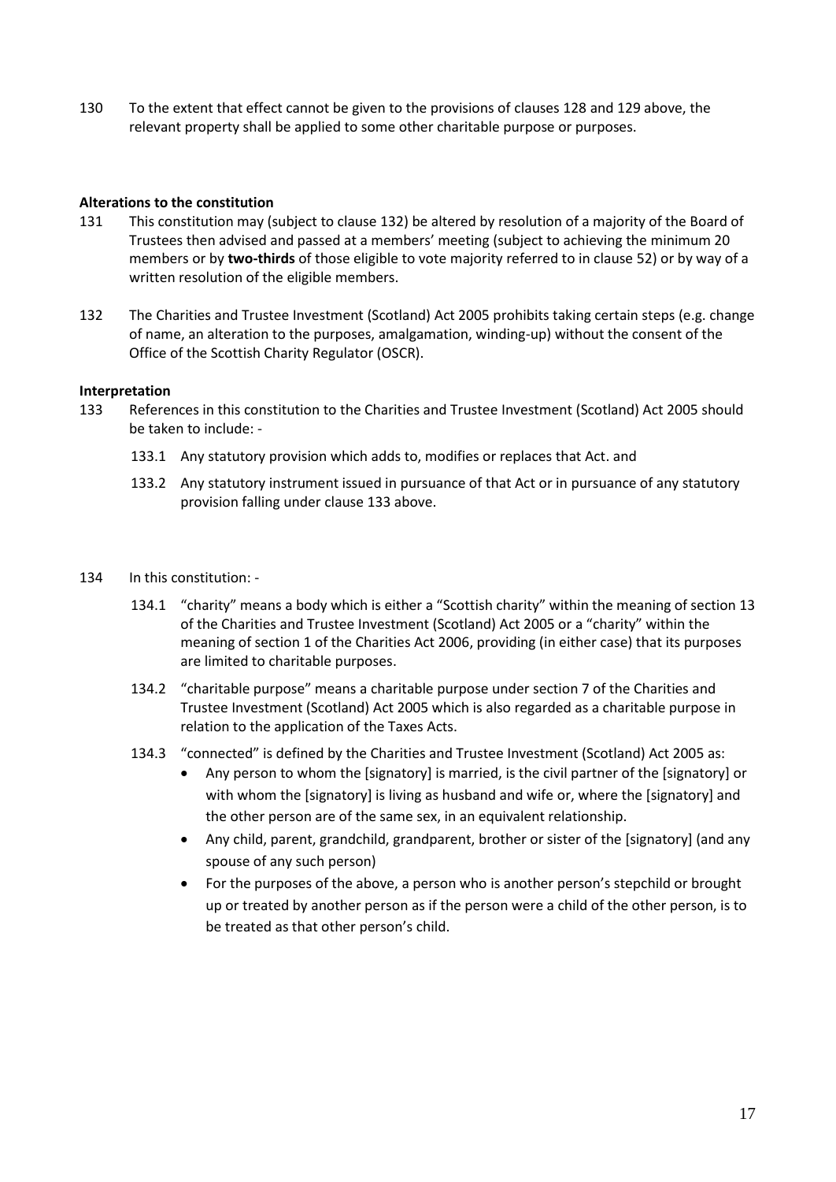130 To the extent that effect cannot be given to the provisions of clauses 128 and 129 above, the relevant property shall be applied to some other charitable purpose or purposes.

**Alterations to the constitution**

131 This constitution may (subject to clause 132) be altered by resolution of a majority of the Board of Trustees then advised and passed at a members' meeting (subject to achieving the minimum 20 members or by **two-thirds** of those eligible to vote majority referred to in clause 52) or by way of a written resolution of the eligible members.

132 The Charities and Trustee Investment (Scotland) Act 2005 prohibits taking certain steps (e.g. change of name, an alteration to the purposes, amalgamation, winding-up) without the consent of the Office of the Scottish Charity Regulator (OSCR).

**Interpretation**

133 References in this constitution to the Charities and Trustee Investment (Scotland) Act 2005 should be taken to include: -

133.1 Any statutory provision which adds to, modifies or replaces that Act. and

133.2 Any statutory instrument issued in pursuance of that Act or in pursuance of any statutory provision falling under clause 133 above.

134 In this constitution: -

134.1 "charity" means a body which is either a "Scottish charity" within the meaning of section 13 of the Charities and Trustee Investment (Scotland) Act 2005 or a "charity" within the meaning of section 1 of the Charities Act 2006, providing (in either case) that its purposes are limited to charitable purposes.

134.2 "charitable purpose" means a charitable purpose under section 7 of the Charities and Trustee Investment (Scotland) Act 2005 which is also regarded as a charitable purpose in relation to the application of the Taxes Acts.

134.3 "connected" is defined by the Charities and Trustee Investment (Scotland) Act 2005 as:

- Any person to whom the [signatory] is married, is the civil partner of the [signatory] or with whom the [signatory] is living as husband and wife or, where the [signatory] and the other person are of the same sex, in an equivalent relationship.
- Any child, parent, grandchild, grandparent, brother or sister of the [signatory] (and any spouse of any such person)
- For the purposes of the above, a person who is another person's stepchild or brought up or treated by another person as if the person were a child of the other person, is to be treated as that other person's child.